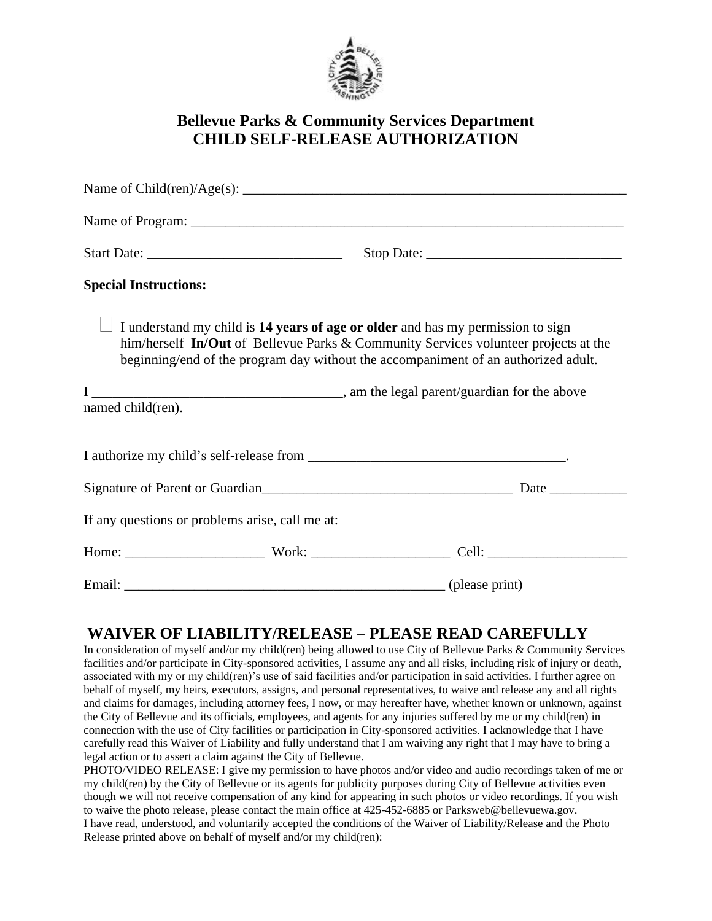# Bellevue Parks & Community Services Department
## CHILD SELF-RELEASE AUTHORIZATION

Name of Child(ren)/Age(s): ________________________________________________________

Name of Program: _______________________________________________________________

Start Date: ____________________________ Stop Date: ____________________________

**Special Instructions:**

☐ I understand my child is **14 years of age or older** and has my permission to sign him/herself **In/Out** of Bellevue Parks & Community Services volunteer projects at the beginning/end of the program day without the accompaniment of an authorized adult.

I ____________________________________, am the legal parent/guardian for the above named child(ren).

I authorize my child's self-release from _____________________________________.

Signature of Parent or Guardian_____________________________________ Date ___________

If any questions or problems arise, call me at:

Home: ___________________ Work: ___________________ Cell: ___________________

Email: _______________________________________________ (please print)

## WAIVER OF LIABILITY/RELEASE – PLEASE READ CAREFULLY

In consideration of myself and/or my child(ren) being allowed to use City of Bellevue Parks & Community Services facilities and/or participate in City-sponsored activities, I assume any and all risks, including risk of injury or death, associated with my or my child(ren)'s use of said facilities and/or participation in said activities. I further agree on behalf of myself, my heirs, executors, assigns, and personal representatives, to waive and release any and all rights and claims for damages, including attorney fees, I now, or may hereafter have, whether known or unknown, against the City of Bellevue and its officials, employees, and agents for any injuries suffered by me or my child(ren) in connection with the use of City facilities or participation in City-sponsored activities. I acknowledge that I have carefully read this Waiver of Liability and fully understand that I am waiving any right that I may have to bring a legal action or to assert a claim against the City of Bellevue.

PHOTO/VIDEO RELEASE: I give my permission to have photos and/or video and audio recordings taken of me or my child(ren) by the City of Bellevue or its agents for publicity purposes during City of Bellevue activities even though we will not receive compensation of any kind for appearing in such photos or video recordings. If you wish to waive the photo release, please contact the main office at 425-452-6885 or Parksweb@bellevuewa.gov.

I have read, understood, and voluntarily accepted the conditions of the Waiver of Liability/Release and the Photo Release printed above on behalf of myself and/or my child(ren):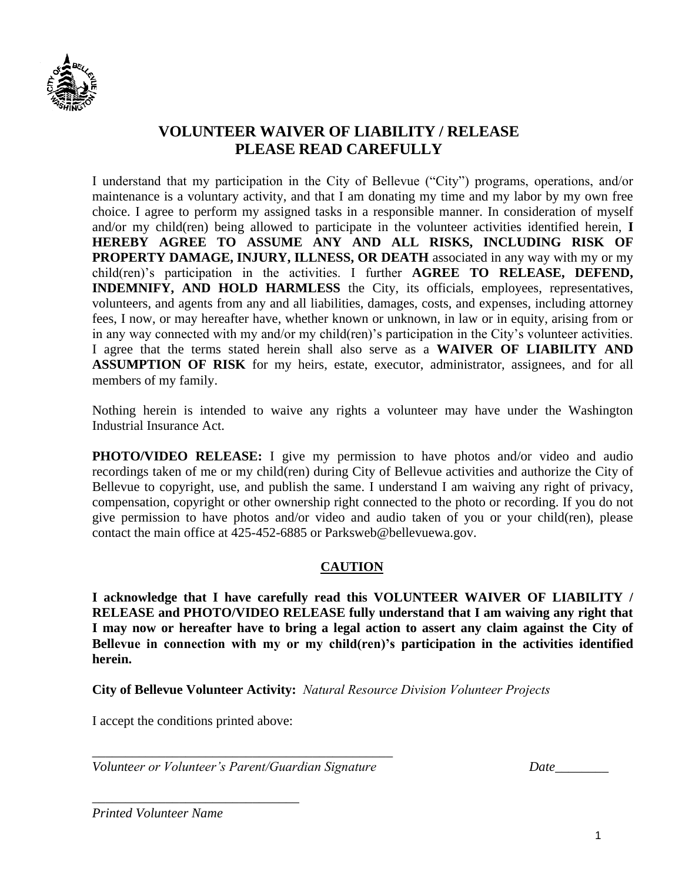# VOLUNTEER WAIVER OF LIABILITY / RELEASE
# PLEASE READ CAREFULLY

I understand that my participation in the City of Bellevue ("City") programs, operations, and/or maintenance is a voluntary activity, and that I am donating my time and my labor by my own free choice. I agree to perform my assigned tasks in a responsible manner. In consideration of myself and/or my child(ren) being allowed to participate in the volunteer activities identified herein, **I HEREBY AGREE TO ASSUME ANY AND ALL RISKS, INCLUDING RISK OF PROPERTY DAMAGE, INJURY, ILLNESS, OR DEATH** associated in any way with my or my child(ren)'s participation in the activities. I further **AGREE TO RELEASE, DEFEND, INDEMNIFY, AND HOLD HARMLESS** the City, its officials, employees, representatives, volunteers, and agents from any and all liabilities, damages, costs, and expenses, including attorney fees, I now, or may hereafter have, whether known or unknown, in law or in equity, arising from or in any way connected with my and/or my child(ren)'s participation in the City's volunteer activities. I agree that the terms stated herein shall also serve as a **WAIVER OF LIABILITY AND ASSUMPTION OF RISK** for my heirs, estate, executor, administrator, assignees, and for all members of my family.

Nothing herein is intended to waive any rights a volunteer may have under the Washington Industrial Insurance Act.

**PHOTO/VIDEO RELEASE:** I give my permission to have photos and/or video and audio recordings taken of me or my child(ren) during City of Bellevue activities and authorize the City of Bellevue to copyright, use, and publish the same. I understand I am waiving any right of privacy, compensation, copyright or other ownership right connected to the photo or recording. If you do not give permission to have photos and/or video and audio taken of you or your child(ren), please contact the main office at 425-452-6885 or Parksweb@bellevuewa.gov.

## CAUTION

**I acknowledge that I have carefully read this VOLUNTEER WAIVER OF LIABILITY / RELEASE and PHOTO/VIDEO RELEASE fully understand that I am waiving any right that I may now or hereafter have to bring a legal action to assert any claim against the City of Bellevue in connection with my or my child(ren)'s participation in the activities identified herein.**

**City of Bellevue Volunteer Activity:** *Natural Resource Division Volunteer Projects*

I accept the conditions printed above:

_______________________________________________
*Volunteer or Volunteer's Parent/Guardian Signature* *Date*________

_______________________________
*Printed Volunteer Name*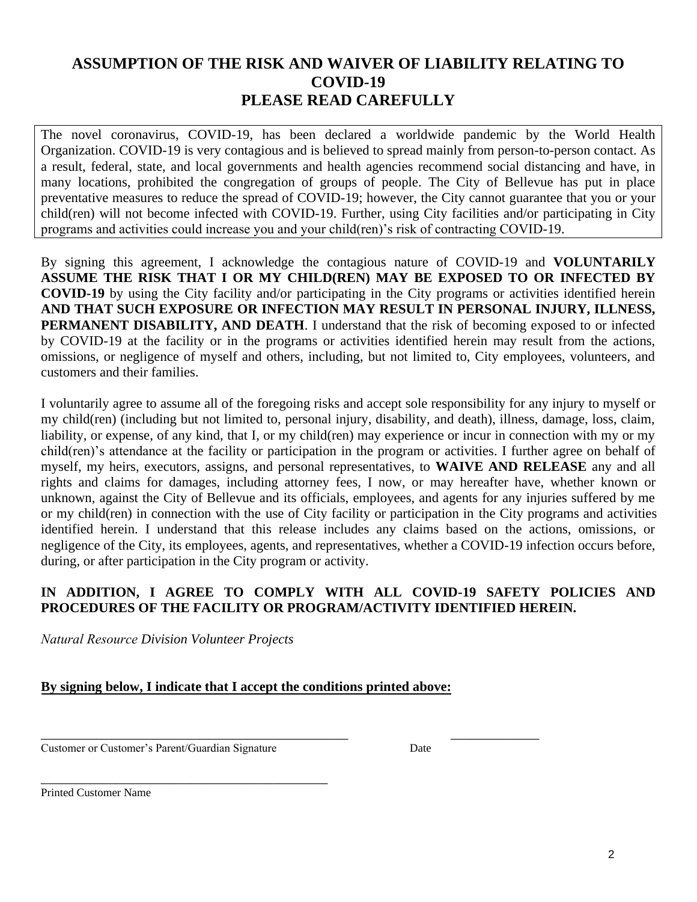# ASSUMPTION OF THE RISK AND WAIVER OF LIABILITY RELATING TO COVID-19
# PLEASE READ CAREFULLY

The novel coronavirus, COVID-19, has been declared a worldwide pandemic by the World Health Organization. COVID-19 is very contagious and is believed to spread mainly from person-to-person contact. As a result, federal, state, and local governments and health agencies recommend social distancing and have, in many locations, prohibited the congregation of groups of people. The City of Bellevue has put in place preventative measures to reduce the spread of COVID-19; however, the City cannot guarantee that you or your child(ren) will not become infected with COVID-19. Further, using City facilities and/or participating in City programs and activities could increase you and your child(ren)'s risk of contracting COVID-19.

By signing this agreement, I acknowledge the contagious nature of COVID-19 and **VOLUNTARILY ASSUME THE RISK THAT I OR MY CHILD(REN) MAY BE EXPOSED TO OR INFECTED BY COVID-19** by using the City facility and/or participating in the City programs or activities identified herein **AND THAT SUCH EXPOSURE OR INFECTION MAY RESULT IN PERSONAL INJURY, ILLNESS, PERMANENT DISABILITY, AND DEATH**. I understand that the risk of becoming exposed to or infected by COVID-19 at the facility or in the programs or activities identified herein may result from the actions, omissions, or negligence of myself and others, including, but not limited to, City employees, volunteers, and customers and their families.

I voluntarily agree to assume all of the foregoing risks and accept sole responsibility for any injury to myself or my child(ren) (including but not limited to, personal injury, disability, and death), illness, damage, loss, claim, liability, or expense, of any kind, that I, or my child(ren) may experience or incur in connection with my or my child(ren)'s attendance at the facility or participation in the program or activities. I further agree on behalf of myself, my heirs, executors, assigns, and personal representatives, to **WAIVE AND RELEASE** any and all rights and claims for damages, including attorney fees, I now, or may hereafter have, whether known or unknown, against the City of Bellevue and its officials, employees, and agents for any injuries suffered by me or my child(ren) in connection with the use of City facility or participation in the City programs and activities identified herein. I understand that this release includes any claims based on the actions, omissions, or negligence of the City, its employees, agents, and representatives, whether a COVID-19 infection occurs before, during, or after participation in the City program or activity.

**IN ADDITION, I AGREE TO COMPLY WITH ALL COVID-19 SAFETY POLICIES AND PROCEDURES OF THE FACILITY OR PROGRAM/ACTIVITY IDENTIFIED HEREIN.**

*Natural Resource Division Volunteer Projects*

**By signing below, I indicate that I accept the conditions printed above:**

\_\_\_\_\_\_\_\_\_\_\_\_\_\_\_\_\_\_\_\_\_\_\_\_\_\_\_\_\_\_\_\_\_\_\_\_\_\_\_\_\_\_\_\_\_\_\_\_ \_\_\_\_\_\_\_\_\_\_\_\_\_\_

Customer or Customer's Parent/Guardian Signature Date

\_\_\_\_\_\_\_\_\_\_\_\_\_\_\_\_\_\_\_\_\_\_\_\_\_\_\_\_\_\_\_\_\_\_\_\_\_\_\_\_\_\_\_\_\_\_

Printed Customer Name